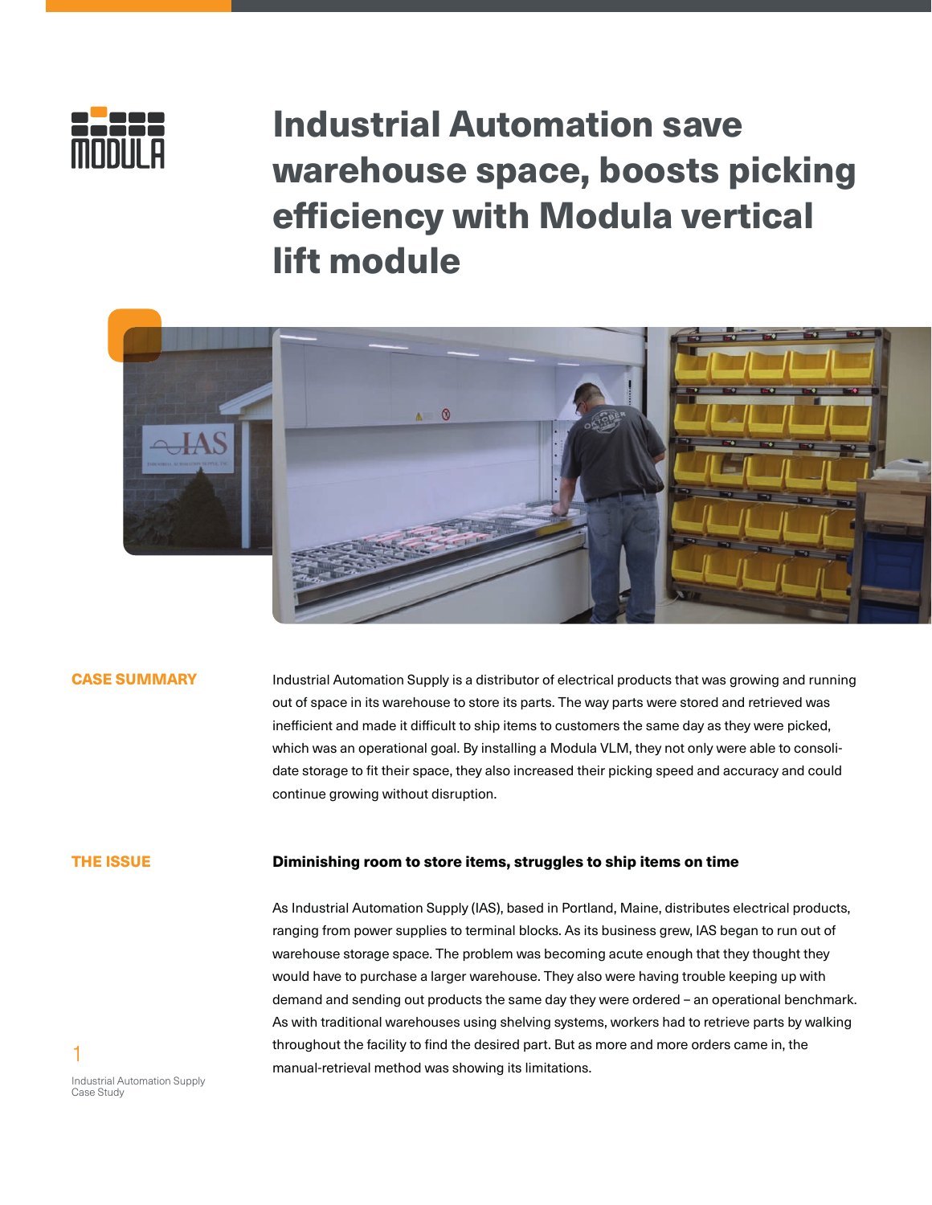# Industrial Automation save warehouse space, boosts picking efficiency with Modula vertical lift module

## CASE SUMMARY

Industrial Automation Supply is a distributor of electrical products that was growing and running out of space in its warehouse to store its parts. The way parts were stored and retrieved was inefficient and made it difficult to ship items to customers the same day as they were picked, which was an operational goal. By installing a Modula VLM, they not only were able to consolidate storage to fit their space, they also increased their picking speed and accuracy and could continue growing without disruption.

## THE ISSUE

**Diminishing room to store items, struggles to ship items on time**

As Industrial Automation Supply (IAS), based in Portland, Maine, distributes electrical products, ranging from power supplies to terminal blocks. As its business grew, IAS began to run out of warehouse storage space. The problem was becoming acute enough that they thought they would have to purchase a larger warehouse. They also were having trouble keeping up with demand and sending out products the same day they were ordered – an operational benchmark. As with traditional warehouses using shelving systems, workers had to retrieve parts by walking throughout the facility to find the desired part. But as more and more orders came in, the manual-retrieval method was showing its limitations.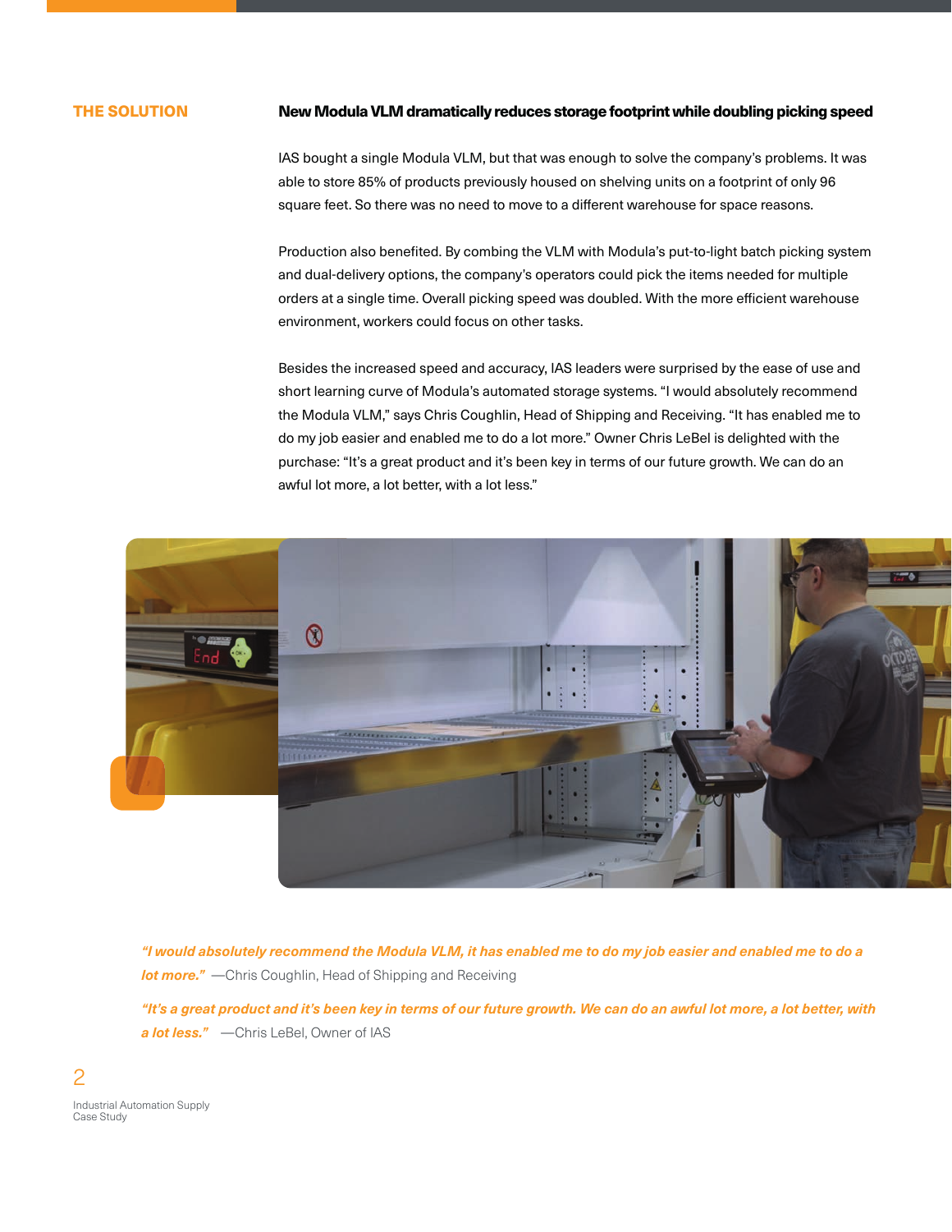## THE SOLUTION

### New Modula VLM dramatically reduces storage footprint while doubling picking speed

IAS bought a single Modula VLM, but that was enough to solve the company's problems. It was able to store 85% of products previously housed on shelving units on a footprint of only 96 square feet. So there was no need to move to a different warehouse for space reasons.

Production also benefited. By combing the VLM with Modula's put-to-light batch picking system and dual-delivery options, the company's operators could pick the items needed for multiple orders at a single time. Overall picking speed was doubled. With the more efficient warehouse environment, workers could focus on other tasks.

Besides the increased speed and accuracy, IAS leaders were surprised by the ease of use and short learning curve of Modula's automated storage systems. "I would absolutely recommend the Modula VLM," says Chris Coughlin, Head of Shipping and Receiving. "It has enabled me to do my job easier and enabled me to do a lot more." Owner Chris LeBel is delighted with the purchase: "It's a great product and it's been key in terms of our future growth. We can do an awful lot more, a lot better, with a lot less."

***"I would absolutely recommend the Modula VLM, it has enabled me to do my job easier and enabled me to do a lot more."*** —Chris Coughlin, Head of Shipping and Receiving

***"It's a great product and it's been key in terms of our future growth. We can do an awful lot more, a lot better, with a lot less."*** —Chris LeBel, Owner of IAS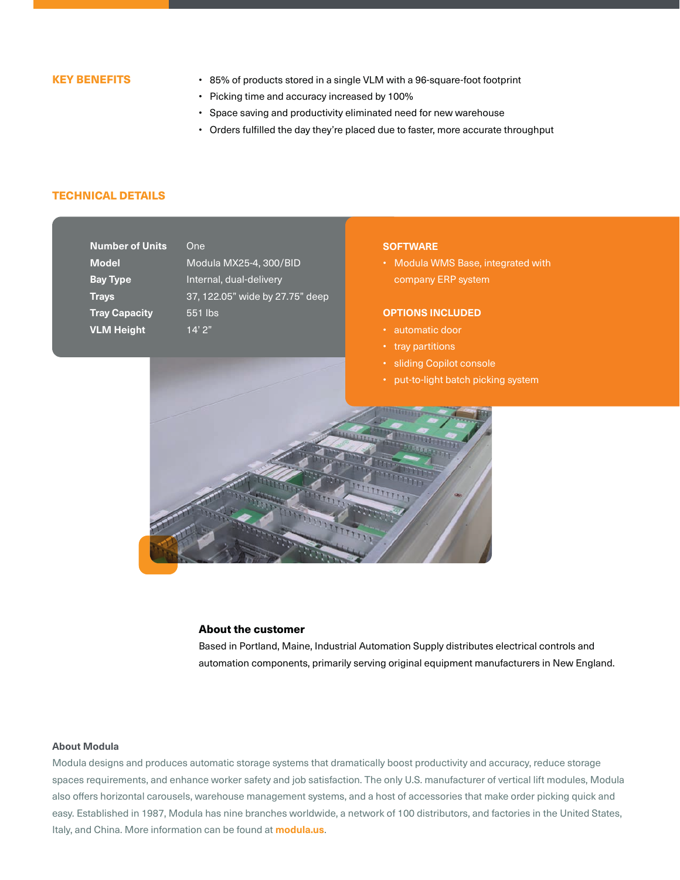## KEY BENEFITS

- 85% of products stored in a single VLM with a 96-square-foot footprint
- Picking time and accuracy increased by 100%
- Space saving and productivity eliminated need for new warehouse
- Orders fulfilled the day they're placed due to faster, more accurate throughput

## TECHNICAL DETAILS

| | |
|---|---|
| **Number of Units** | One |
| **Model** | Modula MX25-4, 300/BID |
| **Bay Type** | Internal, dual-delivery |
| **Trays** | 37, 122.05" wide by 27.75" deep |
| **Tray Capacity** | 551 lbs |
| **VLM Height** | 14' 2" |

### SOFTWARE

- Modula WMS Base, integrated with company ERP system

### OPTIONS INCLUDED

- automatic door
- tray partitions
- sliding Copilot console
- put-to-light batch picking system

### About the customer

Based in Portland, Maine, Industrial Automation Supply distributes electrical controls and automation components, primarily serving original equipment manufacturers in New England.

### About Modula

Modula designs and produces automatic storage systems that dramatically boost productivity and accuracy, reduce storage spaces requirements, and enhance worker safety and job satisfaction. The only U.S. manufacturer of vertical lift modules, Modula also offers horizontal carousels, warehouse management systems, and a host of accessories that make order picking quick and easy. Established in 1987, Modula has nine branches worldwide, a network of 100 distributors, and factories in the United States, Italy, and China. More information can be found at **modula.us**.